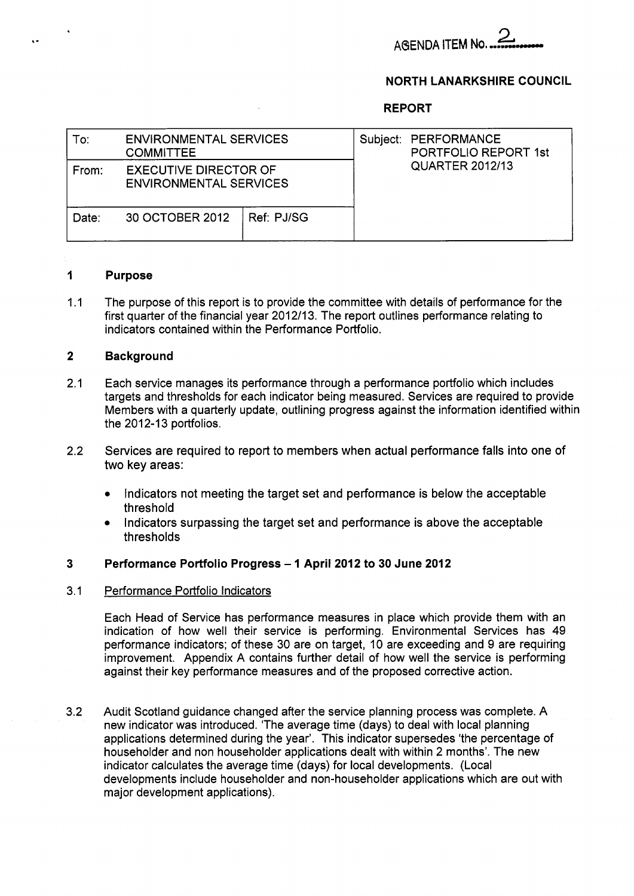AGENDA ITEM No. 2

**NORTH LANARKSHIRE COUNCIL**

**REPORT**

| To: | ENVIRONMENTAL SERVICES COMMITTEE | | Subject: PERFORMANCE PORTFOLIO REPORT 1st QUARTER 2012/13 |
|---|---|---|---|
| From: | EXECUTIVE DIRECTOR OF ENVIRONMENTAL SERVICES | | |
| Date: | 30 OCTOBER 2012 | Ref: PJ/SG | |

## 1 Purpose

1.1 The purpose of this report is to provide the committee with details of performance for the first quarter of the financial year 2012/13. The report outlines performance relating to indicators contained within the Performance Portfolio.

## 2 Background

2.1 Each service manages its performance through a performance portfolio which includes targets and thresholds for each indicator being measured. Services are required to provide Members with a quarterly update, outlining progress against the information identified within the 2012-13 portfolios.

2.2 Services are required to report to members when actual performance falls into one of two key areas:

- Indicators not meeting the target set and performance is below the acceptable threshold
- Indicators surpassing the target set and performance is above the acceptable thresholds

## 3 Performance Portfolio Progress – 1 April 2012 to 30 June 2012

3.1 Performance Portfolio Indicators

Each Head of Service has performance measures in place which provide them with an indication of how well their service is performing. Environmental Services has 49 performance indicators; of these 30 are on target, 10 are exceeding and 9 are requiring improvement. Appendix A contains further detail of how well the service is performing against their key performance measures and of the proposed corrective action.

3.2 Audit Scotland guidance changed after the service planning process was complete. A new indicator was introduced. 'The average time (days) to deal with local planning applications determined during the year'. This indicator supersedes 'the percentage of householder and non householder applications dealt with within 2 months'. The new indicator calculates the average time (days) for local developments. (Local developments include householder and non-householder applications which are out with major development applications).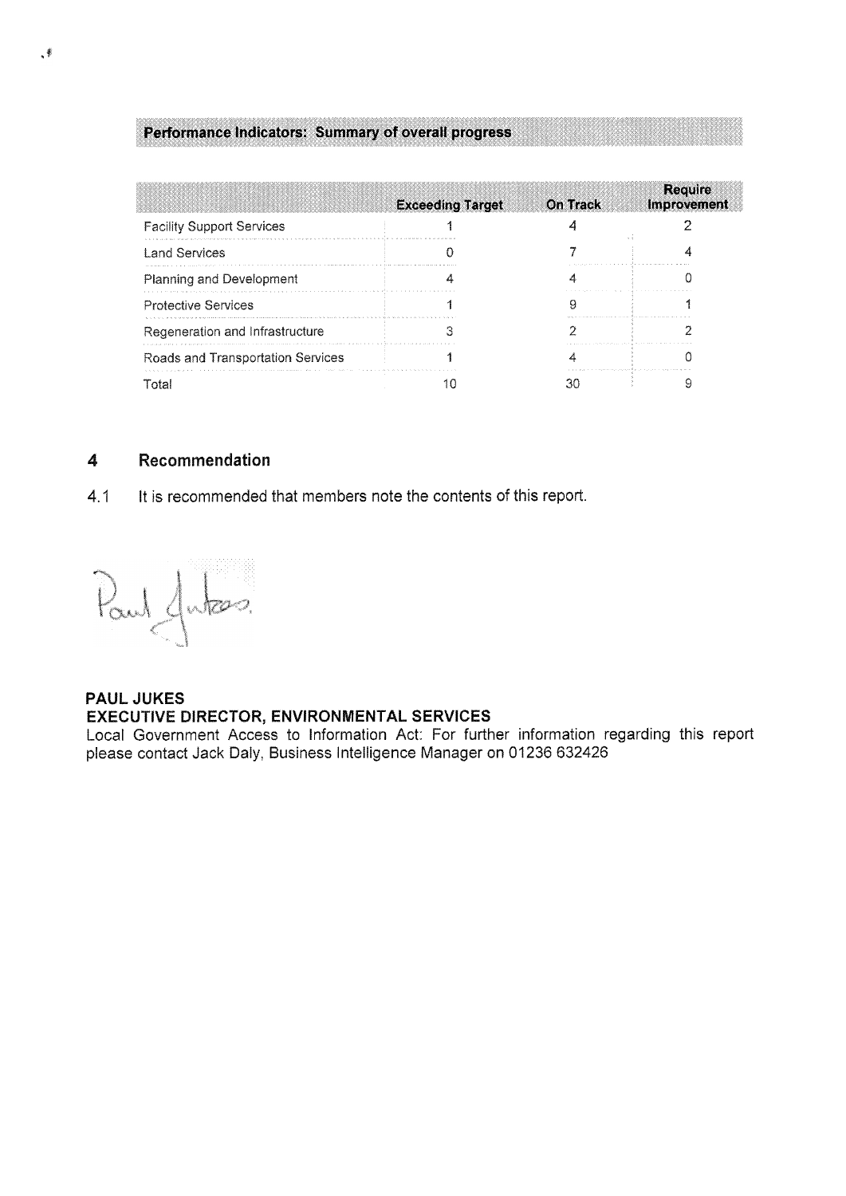**Performance Indicators: Summary of overall progress**

| | Exceeding Target | On Track | Require Improvement |
|---|---|---|---|
| Facility Support Services | 1 | 4 | 2 |
| Land Services | 0 | 7 | 4 |
| Planning and Development | 4 | 4 | 0 |
| Protective Services | 1 | 9 | 1 |
| Regeneration and Infrastructure | 3 | 2 | 2 |
| Roads and Transportation Services | 1 | 4 | 0 |
| Total | 10 | 30 | 9 |

## 4 Recommendation

4.1 It is recommended that members note the contents of this report.

**PAUL JUKES**
**EXECUTIVE DIRECTOR, ENVIRONMENTAL SERVICES**
Local Government Access to Information Act: For further information regarding this report please contact Jack Daly, Business Intelligence Manager on 01236 632426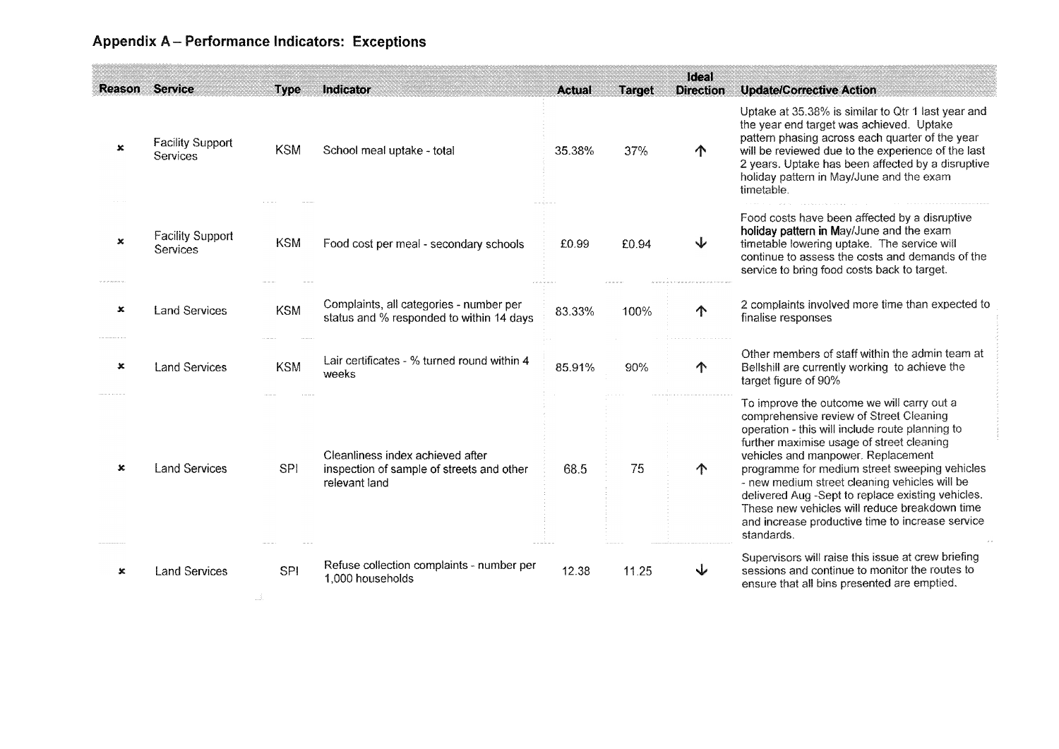## Appendix A – Performance Indicators: Exceptions

| Reason | Service | Type | Indicator | Actual | Target | Ideal Direction | Update/Corrective Action |
|---|---|---|---|---|---|---|---|
| × | Facility Support Services | KSM | School meal uptake - total | 35.38% | 37% | ↑ | Uptake at 35.38% is similar to Qtr 1 last year and the year end target was achieved. Uptake pattern phasing across each quarter of the year will be reviewed due to the experience of the last 2 years. Uptake has been affected by a disruptive holiday pattern in May/June and the exam timetable. |
| × | Facility Support Services | KSM | Food cost per meal - secondary schools | £0.99 | £0.94 | ↓ | Food costs have been affected by a disruptive holiday pattern in May/June and the exam timetable lowering uptake. The service will continue to assess the costs and demands of the service to bring food costs back to target. |
| × | Land Services | KSM | Complaints, all categories - number per status and % responded to within 14 days | 83.33% | 100% | ↑ | 2 complaints involved more time than expected to finalise responses |
| × | Land Services | KSM | Lair certificates - % turned round within 4 weeks | 85.91% | 90% | ↑ | Other members of staff within the admin team at Bellshill are currently working to achieve the target figure of 90% |
| × | Land Services | SPI | Cleanliness index achieved after inspection of sample of streets and other relevant land | 68.5 | 75 | ↑ | To improve the outcome we will carry out a comprehensive review of Street Cleaning operation - this will include route planning to further maximise usage of street cleaning vehicles and manpower. Replacement programme for medium street sweeping vehicles - new medium street cleaning vehicles will be delivered Aug -Sept to replace existing vehicles. These new vehicles will reduce breakdown time and increase productive time to increase service standards. |
| × | Land Services | SPI | Refuse collection complaints - number per 1,000 households | 12.38 | 11.25 | ↓ | Supervisors will raise this issue at crew briefing sessions and continue to monitor the routes to ensure that all bins presented are emptied. |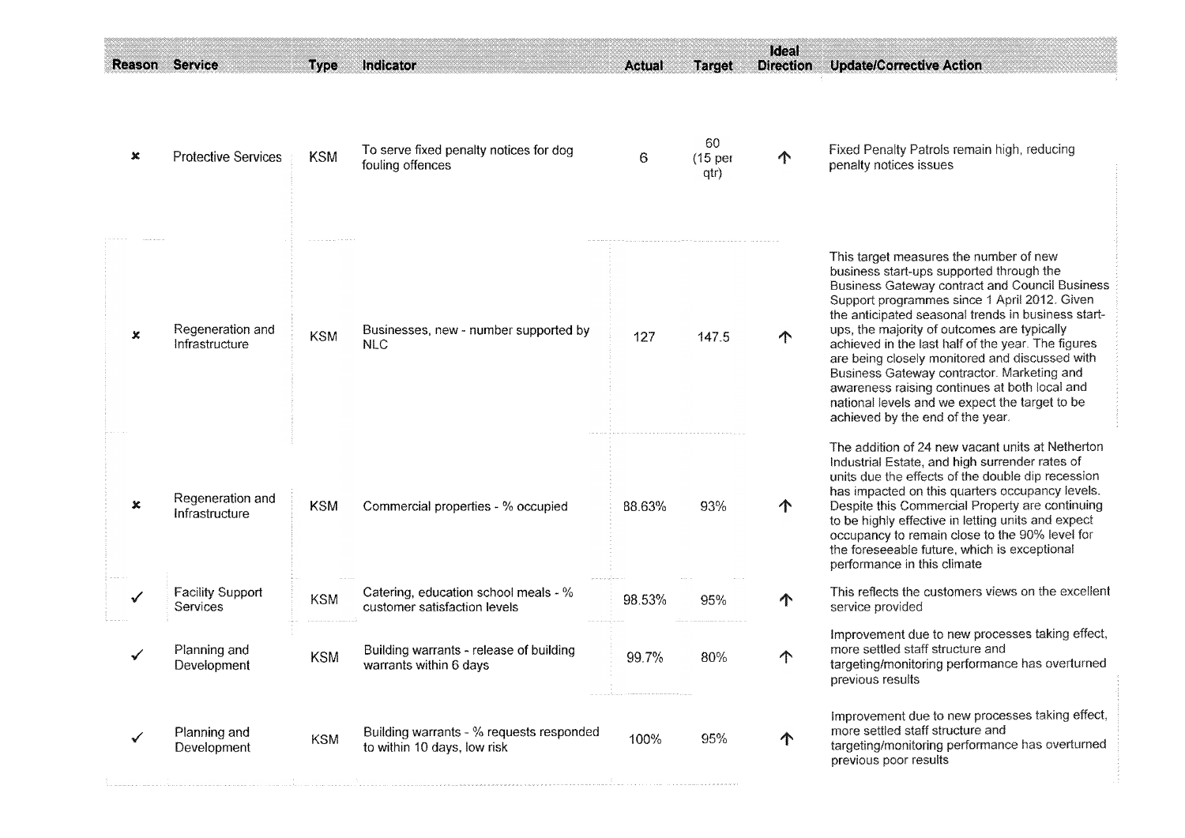| Reason | Service | Type | Indicator | Actual | Target | Ideal Direction | Update/Corrective Action |
|---|---|---|---|---|---|---|---|
| ✗ | Protective Services | KSM | To serve fixed penalty notices for dog fouling offences | 6 | 60 (15 per qtr) | ↑ | Fixed Penalty Patrols remain high, reducing penalty notices issues |
| ✗ | Regeneration and Infrastructure | KSM | Businesses, new - number supported by NLC | 127 | 147.5 | ↑ | This target measures the number of new business start-ups supported through the Business Gateway contract and Council Business Support programmes since 1 April 2012. Given the anticipated seasonal trends in business start-ups, the majority of outcomes are typically achieved in the last half of the year. The figures are being closely monitored and discussed with Business Gateway contractor. Marketing and awareness raising continues at both local and national levels and we expect the target to be achieved by the end of the year. |
| ✗ | Regeneration and Infrastructure | KSM | Commercial properties - % occupied | 88.63% | 93% | ↑ | The addition of 24 new vacant units at Netherton Industrial Estate, and high surrender rates of units due the effects of the double dip recession has impacted on this quarters occupancy levels. Despite this Commercial Property are continuing to be highly effective in letting units and expect occupancy to remain close to the 90% level for the foreseeable future, which is exceptional performance in this climate |
| ✓ | Facility Support Services | KSM | Catering, education school meals - % customer satisfaction levels | 98.53% | 95% | ↑ | This reflects the customers views on the excellent service provided |
| ✓ | Planning and Development | KSM | Building warrants - release of building warrants within 6 days | 99.7% | 80% | ↑ | Improvement due to new processes taking effect, more settled staff structure and targeting/monitoring performance has overturned previous results |
| ✓ | Planning and Development | KSM | Building warrants - % requests responded to within 10 days, low risk | 100% | 95% | ↑ | Improvement due to new processes taking effect, more settled staff structure and targeting/monitoring performance has overturned previous poor results |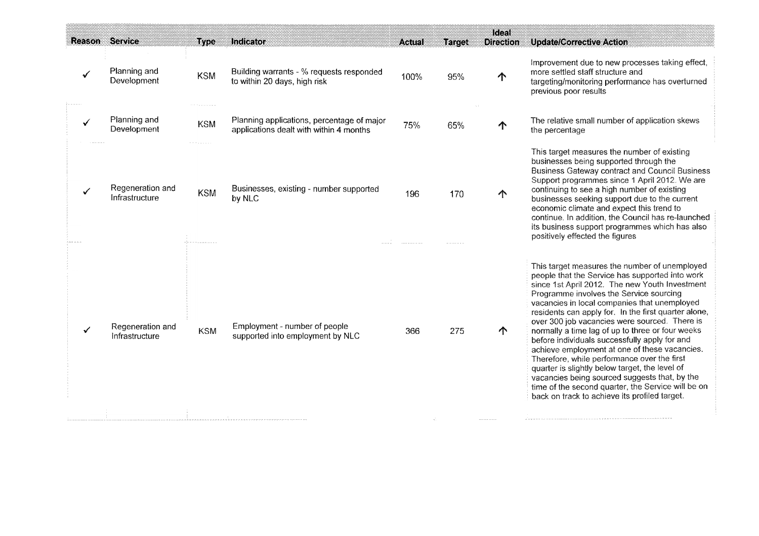| Reason | Service | Type | Indicator | Actual | Target | Ideal Direction | Update/Corrective Action |
|---|---|---|---|---|---|---|---|
| ✓ | Planning and Development | KSM | Building warrants - % requests responded to within 20 days, high risk | 100% | 95% | ↑ | Improvement due to new processes taking effect, more settled staff structure and targeting/monitoring performance has overturned previous poor results |
| ✓ | Planning and Development | KSM | Planning applications, percentage of major applications dealt with within 4 months | 75% | 65% | ↑ | The relative small number of application skews the percentage |
| ✓ | Regeneration and Infrastructure | KSM | Businesses, existing - number supported by NLC | 196 | 170 | ↑ | This target measures the number of existing businesses being supported through the Business Gateway contract and Council Business Support programmes since 1 April 2012. We are continuing to see a high number of existing businesses seeking support due to the current economic climate and expect this trend to continue. In addition, the Council has re-launched its business support programmes which has also positively effected the figures |
| ✓ | Regeneration and Infrastructure | KSM | Employment - number of people supported into employment by NLC | 366 | 275 | ↑ | This target measures the number of unemployed people that the Service has supported into work since 1st April 2012. The new Youth Investment Programme involves the Service sourcing vacancies in local companies that unemployed residents can apply for. In the first quarter alone, over 300 job vacancies were sourced. There is normally a time lag of up to three or four weeks before individuals successfully apply for and achieve employment at one of these vacancies. Therefore, while performance over the first quarter is slightly below target, the level of vacancies being sourced suggests that, by the time of the second quarter, the Service will be on back on track to achieve its profiled target. |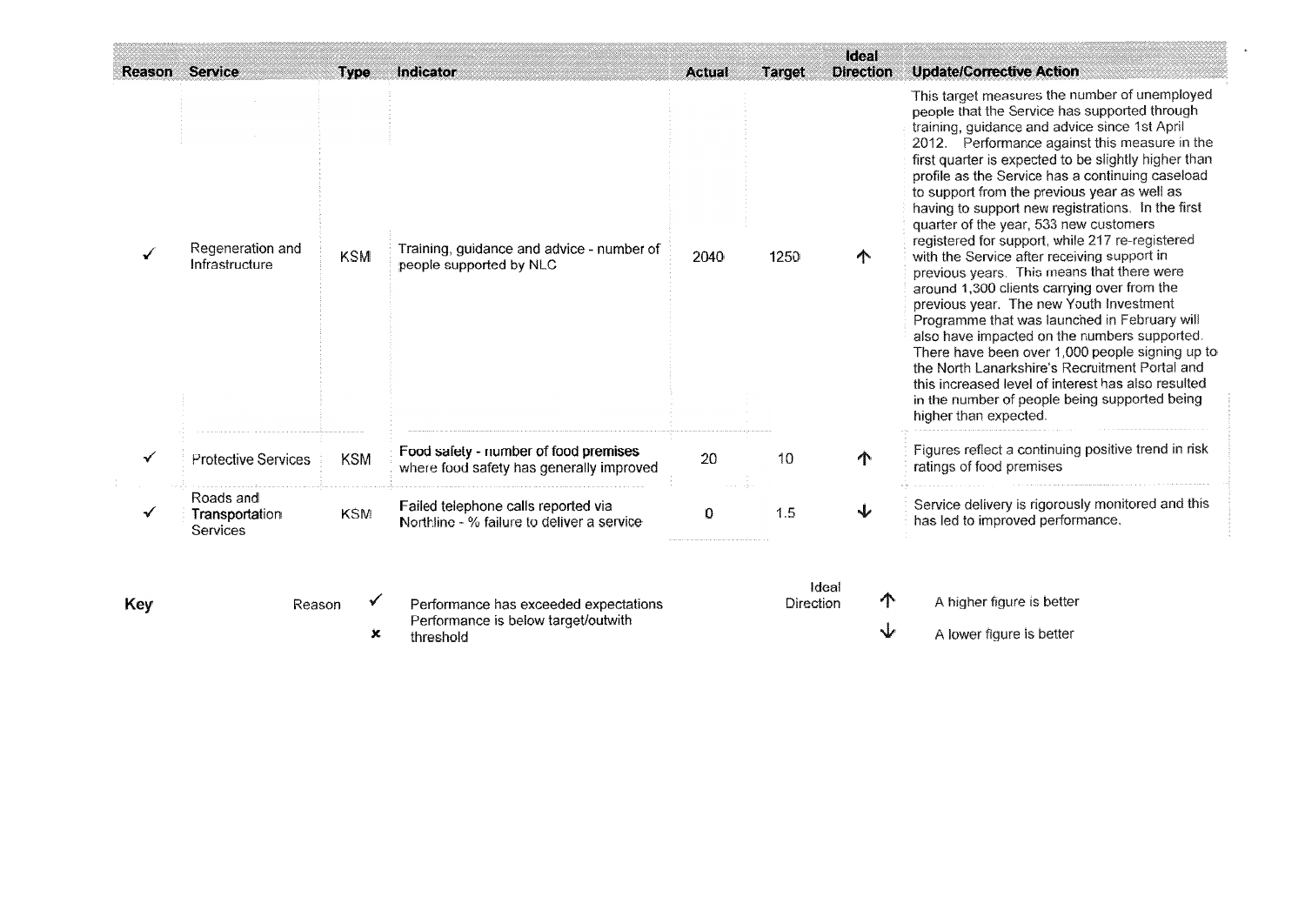| Reason | Service | Type | Indicator | Actual | Target | Ideal Direction | Update/Corrective Action |
|---|---|---|---|---|---|---|---|
| ✓ | Regeneration and Infrastructure | KSM | Training, guidance and advice - number of people supported by NLC | 2040 | 1250 | ↑ | This target measures the number of unemployed people that the Service has supported through training, guidance and advice since 1st April 2012. Performance against this measure in the first quarter is expected to be slightly higher than profile as the Service has a continuing caseload to support from the previous year as well as having to support new registrations. In the first quarter of the year, 533 new customers registered for support, while 217 re-registered with the Service after receiving support in previous years. This means that there were around 1,300 clients carrying over from the previous year. The new Youth Investment Programme that was launched in February will also have impacted on the numbers supported. There have been over 1,000 people signing up to the North Lanarkshire's Recruitment Portal and this increased level of interest has also resulted in the number of people being supported being higher than expected. |
| ✓ | Protective Services | KSM | Food safety - number of food premises where food safety has generally improved | 20 | 10 | ↑ | Figures reflect a continuing positive trend in risk ratings of food premises |
| ✓ | Roads and Transportation Services | KSM | Failed telephone calls reported via Northline - % failure to deliver a service | 0 | 1.5 | ↓ | Service delivery is rigorously monitored and this has led to improved performance. |

**Key**

Reason
- ✓ Performance has exceeded expectations
- ✗ Performance is below target/outwith threshold

Ideal Direction
- ↑ A higher figure is better
- ↓ A lower figure is better